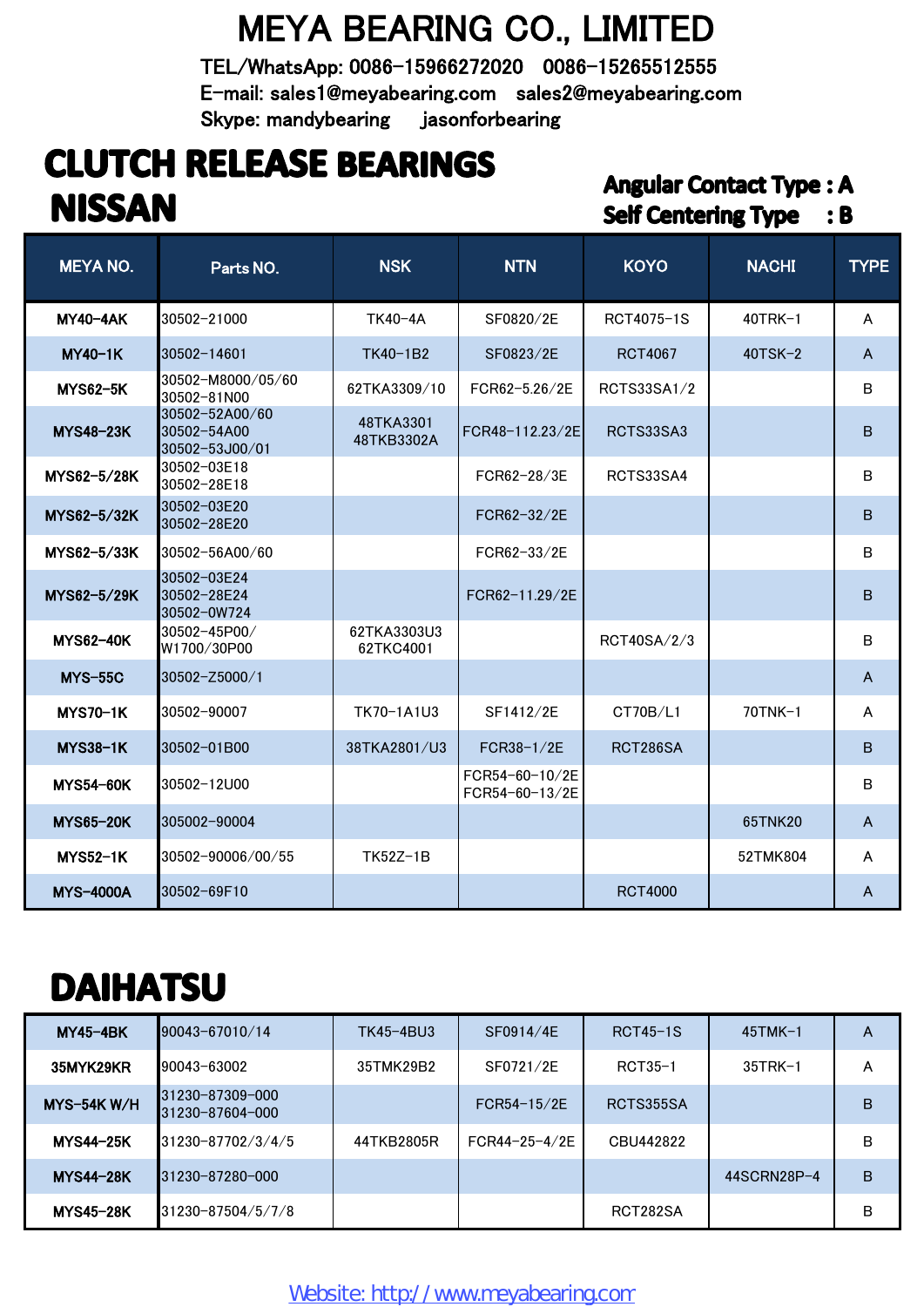# MEYA BEARING CO., LIMITED

TEL/WhatsApp: 0086-15966272020 0086-15265512555
E-mail: sales1@meyabearing.com sales2@meyabearing.com
Skype: mandybearing jasonforbearing

## CLUTCH RELEASE BEARINGS

**Angular Contact Type : A**
**Self Centering Type : B**

## NISSAN

| MEYA NO. | Parts NO. | NSK | NTN | KOYO | NACHI | TYPE |
|---|---|---|---|---|---|---|
| MY40-4AK | 30502-21000 | TK40-4A | SF0820/2E | RCT4075-1S | 40TRK-1 | A |
| MY40-1K | 30502-14601 | TK40-1B2 | SF0823/2E | RCT4067 | 40TSK-2 | A |
| MYS62-5K | 30502-M8000/05/60 30502-81N00 | 62TKA3309/10 | FCR62-5.26/2E | RCTS33SA1/2 | | B |
| MYS48-23K | 30502-52A00/60 30502-54A00 30502-53J00/01 | 48TKA3301 48TKB3302A | FCR48-112.23/2E | RCTS33SA3 | | B |
| MYS62-5/28K | 30502-03E18 30502-28E18 | | FCR62-28/3E | RCTS33SA4 | | B |
| MYS62-5/32K | 30502-03E20 30502-28E20 | | FCR62-32/2E | | | B |
| MYS62-5/33K | 30502-56A00/60 | | FCR62-33/2E | | | B |
| MYS62-5/29K | 30502-03E24 30502-28E24 30502-0W724 | | FCR62-11.29/2E | | | B |
| MYS62-40K | 30502-45P00/ W1700/30P00 | 62TKA3303U3 62TKC4001 | | RCT40SA/2/3 | | B |
| MYS-55C | 30502-Z5000/1 | | | | | A |
| MYS70-1K | 30502-90007 | TK70-1A1U3 | SF1412/2E | CT70B/L1 | 70TNK-1 | A |
| MYS38-1K | 30502-01B00 | 38TKA2801/U3 | FCR38-1/2E | RCT286SA | | B |
| MYS54-60K | 30502-12U00 | | FCR54-60-10/2E FCR54-60-13/2E | | | B |
| MYS65-20K | 305002-90004 | | | | 65TNK20 | A |
| MYS52-1K | 30502-90006/00/55 | TK52Z-1B | | | 52TMK804 | A |
| MYS-4000A | 30502-69F10 | | | RCT4000 | | A |

## DAIHATSU

| MEYA NO. | Parts NO. | NSK | NTN | KOYO | NACHI | TYPE |
|---|---|---|---|---|---|---|
| MY45-4BK | 90043-67010/14 | TK45-4BU3 | SF0914/4E | RCT45-1S | 45TMK-1 | A |
| 35MYK29KR | 90043-63002 | 35TMK29B2 | SF0721/2E | RCT35-1 | 35TRK-1 | A |
| MYS-54K W/H | 31230-87309-000 31230-87604-000 | | FCR54-15/2E | RCTS355SA | | B |
| MYS44-25K | 31230-87702/3/4/5 | 44TKB2805R | FCR44-25-4/2E | CBU442822 | | B |
| MYS44-28K | 31230-87280-000 | | | | 44SCRN28P-4 | B |
| MYS45-28K | 31230-87504/5/7/8 | | | RCT282SA | | B |

Website: http://www.meyabearing.com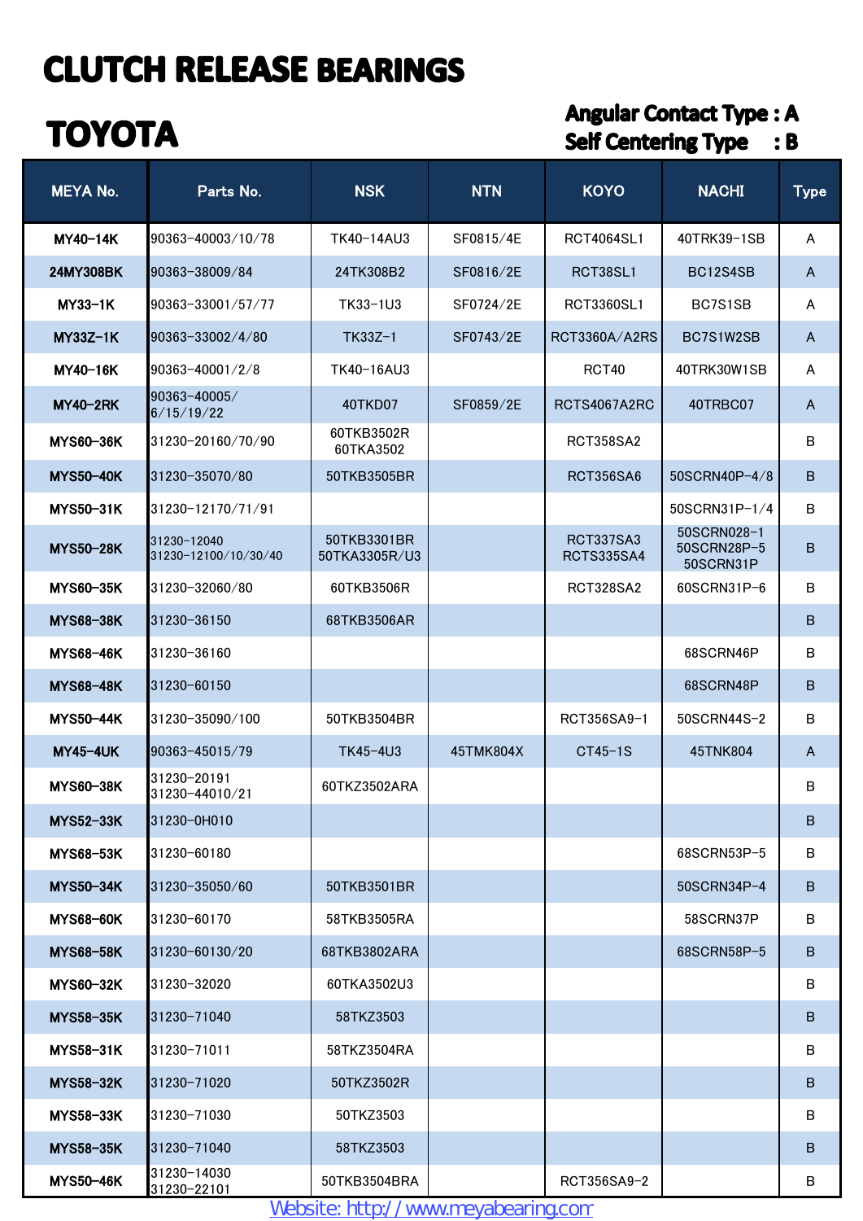# CLUTCH RELEASE BEARINGS

## TOYOTA

**Angular Contact Type : A**
**Self Centering Type : B**

| MEYA No. | Parts No. | NSK | NTN | KOYO | NACHI | Type |
|---|---|---|---|---|---|---|
| MY40-14K | 90363-40003/10/78 | TK40-14AU3 | SF0815/4E | RCT4064SL1 | 40TRK39-1SB | A |
| 24MY308BK | 90363-38009/84 | 24TK308B2 | SF0816/2E | RCT38SL1 | BC12S4SB | A |
| MY33-1K | 90363-33001/57/77 | TK33-1U3 | SF0724/2E | RCT3360SL1 | BC7S1SB | A |
| MY33Z-1K | 90363-33002/4/80 | TK33Z-1 | SF0743/2E | RCT3360A/A2RS | BC7S1W2SB | A |
| MY40-16K | 90363-40001/2/8 | TK40-16AU3 | | RCT40 | 40TRK30W1SB | A |
| MY40-2RK | 90363-40005/ 6/15/19/22 | 40TKD07 | SF0859/2E | RCTS4067A2RC | 40TRBC07 | A |
| MYS60-36K | 31230-20160/70/90 | 60TKB3502R 60TKA3502 | | RCT358SA2 | | B |
| MYS50-40K | 31230-35070/80 | 50TKB3505BR | | RCT356SA6 | 50SCRN40P-4/8 | B |
| MYS50-31K | 31230-12170/71/91 | | | | 50SCRN31P-1/4 | B |
| MYS50-28K | 31230-12040 31230-12100/10/30/40 | 50TKB3301BR 50TKA3305R/U3 | | RCT337SA3 RCTS335SA4 | 50SCRN028-1 50SCRN28P-5 50SCRN31P | B |
| MYS60-35K | 31230-32060/80 | 60TKB3506R | | RCT328SA2 | 60SCRN31P-6 | B |
| MYS68-38K | 31230-36150 | 68TKB3506AR | | | | B |
| MYS68-46K | 31230-36160 | | | | 68SCRN46P | B |
| MYS68-48K | 31230-60150 | | | | 68SCRN48P | B |
| MYS50-44K | 31230-35090/100 | 50TKB3504BR | | RCT356SA9-1 | 50SCRN44S-2 | B |
| MY45-4UK | 90363-45015/79 | TK45-4U3 | 45TMK804X | CT45-1S | 45TNK804 | A |
| MYS60-38K | 31230-20191 31230-44010/21 | 60TKZ3502ARA | | | | B |
| MYS52-33K | 31230-0H010 | | | | | B |
| MYS68-53K | 31230-60180 | | | | 68SCRN53P-5 | B |
| MYS50-34K | 31230-35050/60 | 50TKB3501BR | | | 50SCRN34P-4 | B |
| MYS68-60K | 31230-60170 | 58TKB3505RA | | | 58SCRN37P | B |
| MYS68-58K | 31230-60130/20 | 68TKB3802ARA | | | 68SCRN58P-5 | B |
| MYS60-32K | 31230-32020 | 60TKA3502U3 | | | | B |
| MYS58-35K | 31230-71040 | 58TKZ3503 | | | | B |
| MYS58-31K | 31230-71011 | 58TKZ3504RA | | | | B |
| MYS58-32K | 31230-71020 | 50TKZ3502R | | | | B |
| MYS58-33K | 31230-71030 | 50TKZ3503 | | | | B |
| MYS58-35K | 31230-71040 | 58TKZ3503 | | | | B |
| MYS50-46K | 31230-14030 31230-22101 | 50TKB3504BRA | | RCT356SA9-2 | | B |

Website: http://www.meyabearing.com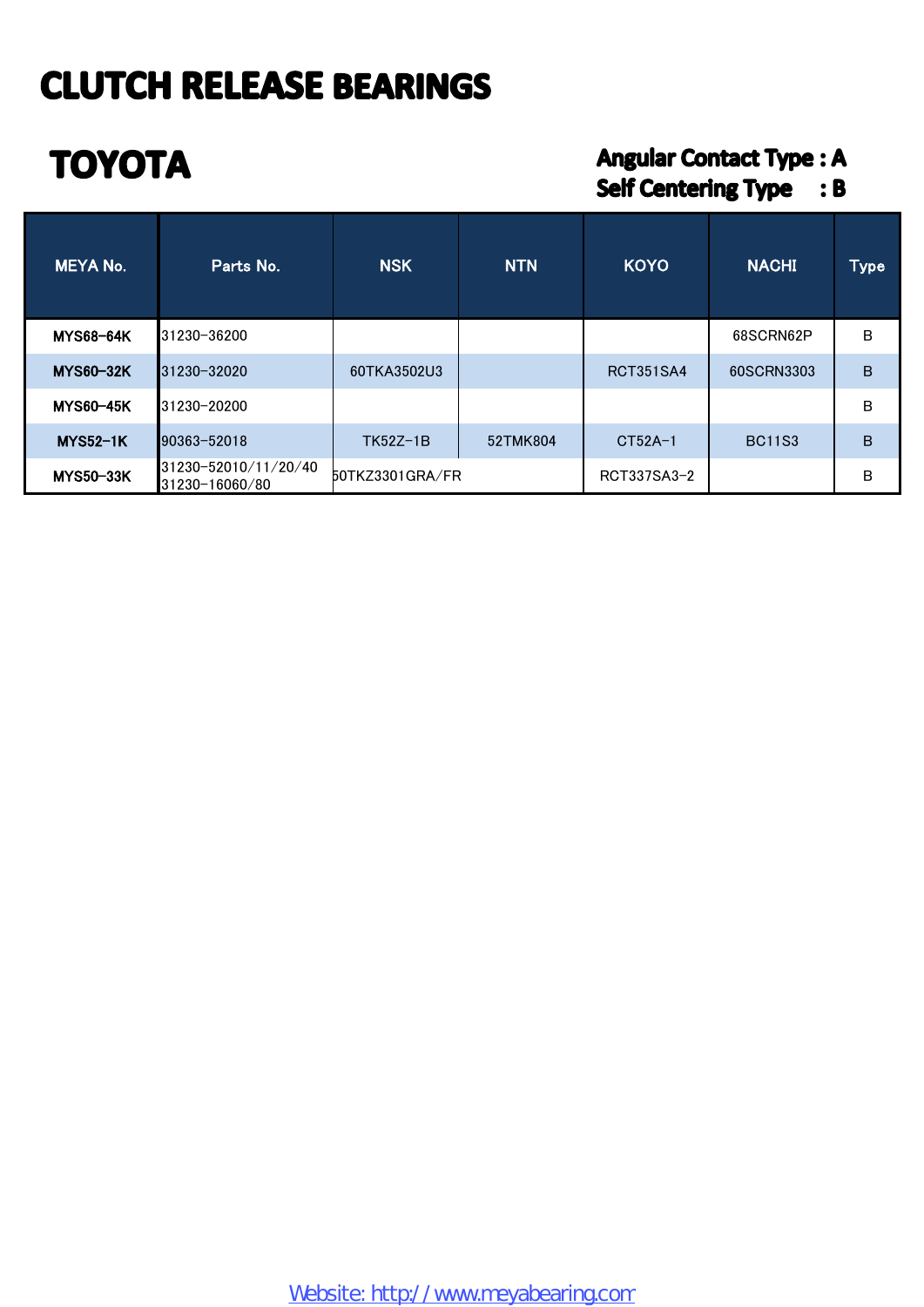# CLUTCH RELEASE BEARINGS

## TOYOTA

**Angular Contact Type : A**
**Self Centering Type : B**

| MEYA No. | Parts No. | NSK | NTN | KOYO | NACHI | Type |
|---|---|---|---|---|---|---|
| MYS68-64K | 31230-36200 | | | | 68SCRN62P | B |
| MYS60-32K | 31230-32020 | 60TKA3502U3 | | RCT351SA4 | 60SCRN3303 | B |
| MYS60-45K | 31230-20200 | | | | | B |
| MYS52-1K | 90363-52018 | TK52Z-1B | 52TMK804 | CT52A-1 | BC11S3 | B |
| MYS50-33K | 31230-52010/11/20/40 31230-16060/80 | 50TKZ3301GRA/FR | | RCT337SA3-2 | | B |

Website: http://www.meyabearing.com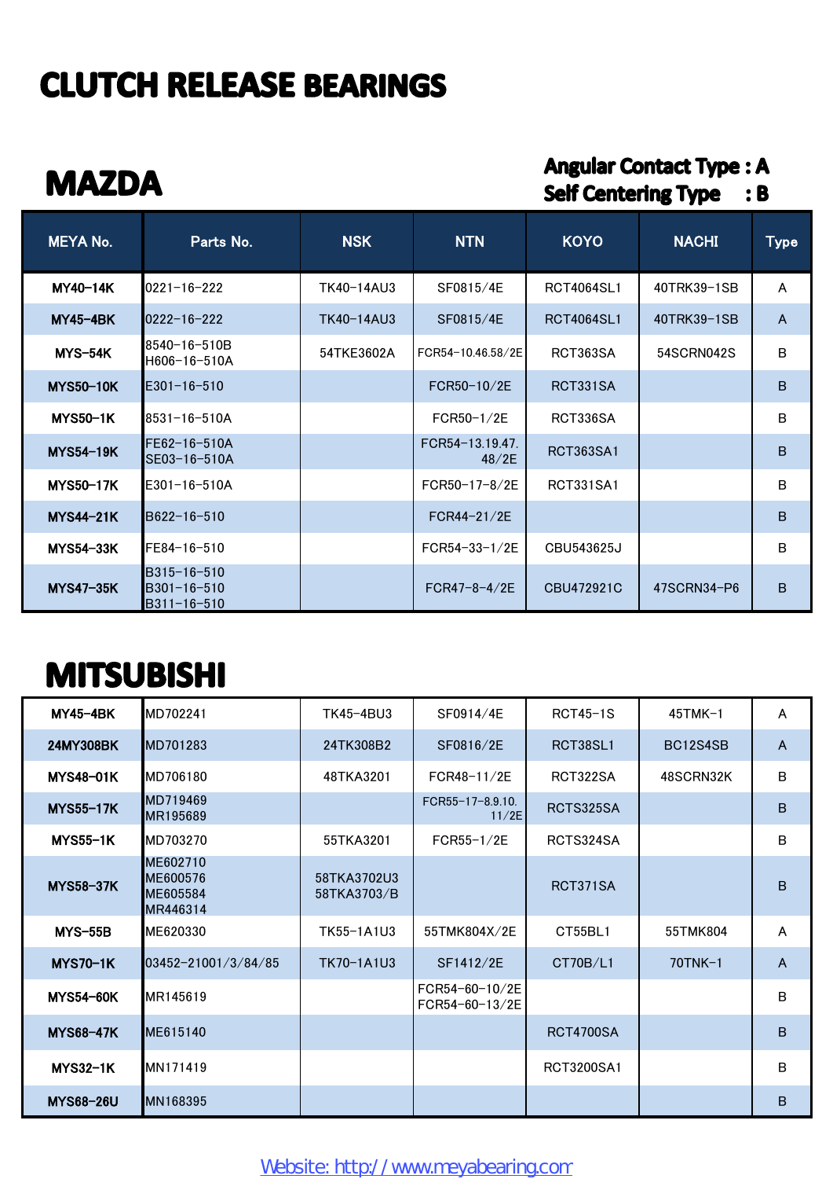# CLUTCH RELEASE BEARINGS

## MAZDA

**Angular Contact Type : A**
**Self Centering Type : B**

| MEYA No. | Parts No. | NSK | NTN | KOYO | NACHI | Type |
|---|---|---|---|---|---|---|
| **MY40-14K** | 0221-16-222 | TK40-14AU3 | SF0815/4E | RCT4064SL1 | 40TRK39-1SB | A |
| **MY45-4BK** | 0222-16-222 | TK40-14AU3 | SF0815/4E | RCT4064SL1 | 40TRK39-1SB | A |
| **MYS-54K** | 8540-16-510B<br>H606-16-510A | 54TKE3602A | FCR54-10.46.58/2E | RCT363SA | 54SCRN042S | B |
| **MYS50-10K** | E301-16-510 | | FCR50-10/2E | RCT331SA | | B |
| **MYS50-1K** | 8531-16-510A | | FCR50-1/2E | RCT336SA | | B |
| **MYS54-19K** | FE62-16-510A<br>SE03-16-510A | | FCR54-13.19.47.48/2E | RCT363SA1 | | B |
| **MYS50-17K** | E301-16-510A | | FCR50-17-8/2E | RCT331SA1 | | B |
| **MYS44-21K** | B622-16-510 | | FCR44-21/2E | | | B |
| **MYS54-33K** | FE84-16-510 | | FCR54-33-1/2E | CBU543625J | | B |
| **MYS47-35K** | B315-16-510<br>B301-16-510<br>B311-16-510 | | FCR47-8-4/2E | CBU472921C | 47SCRN34-P6 | B |

## MITSUBISHI

| MEYA No. | Parts No. | NSK | NTN | KOYO | NACHI | Type |
|---|---|---|---|---|---|---|
| **MY45-4BK** | MD702241 | TK45-4BU3 | SF0914/4E | RCT45-1S | 45TMK-1 | A |
| **24MY308BK** | MD701283 | 24TK308B2 | SF0816/2E | RCT38SL1 | BC12S4SB | A |
| **MYS48-01K** | MD706180 | 48TKA3201 | FCR48-11/2E | RCT322SA | 48SCRN32K | B |
| **MYS55-17K** | MD719469<br>MR195689 | | FCR55-17-8.9.10.11/2E | RCTS325SA | | B |
| **MYS55-1K** | MD703270 | 55TKA3201 | FCR55-1/2E | RCTS324SA | | B |
| **MYS58-37K** | ME602710<br>ME600576<br>ME605584<br>MR446314 | 58TKA3702U3<br>58TKA3703/B | | RCT371SA | | B |
| **MYS-55B** | ME620330 | TK55-1A1U3 | 55TMK804X/2E | CT55BL1 | 55TMK804 | A |
| **MYS70-1K** | 03452-21001/3/84/85 | TK70-1A1U3 | SF1412/2E | CT70B/L1 | 70TNK-1 | A |
| **MYS54-60K** | MR145619 | | FCR54-60-10/2E<br>FCR54-60-13/2E | | | B |
| **MYS68-47K** | ME615140 | | | RCT4700SA | | B |
| **MYS32-1K** | MN171419 | | | RCT3200SA1 | | B |
| **MYS68-26U** | MN168395 | | | | | B |

Website: http://www.meyabearing.com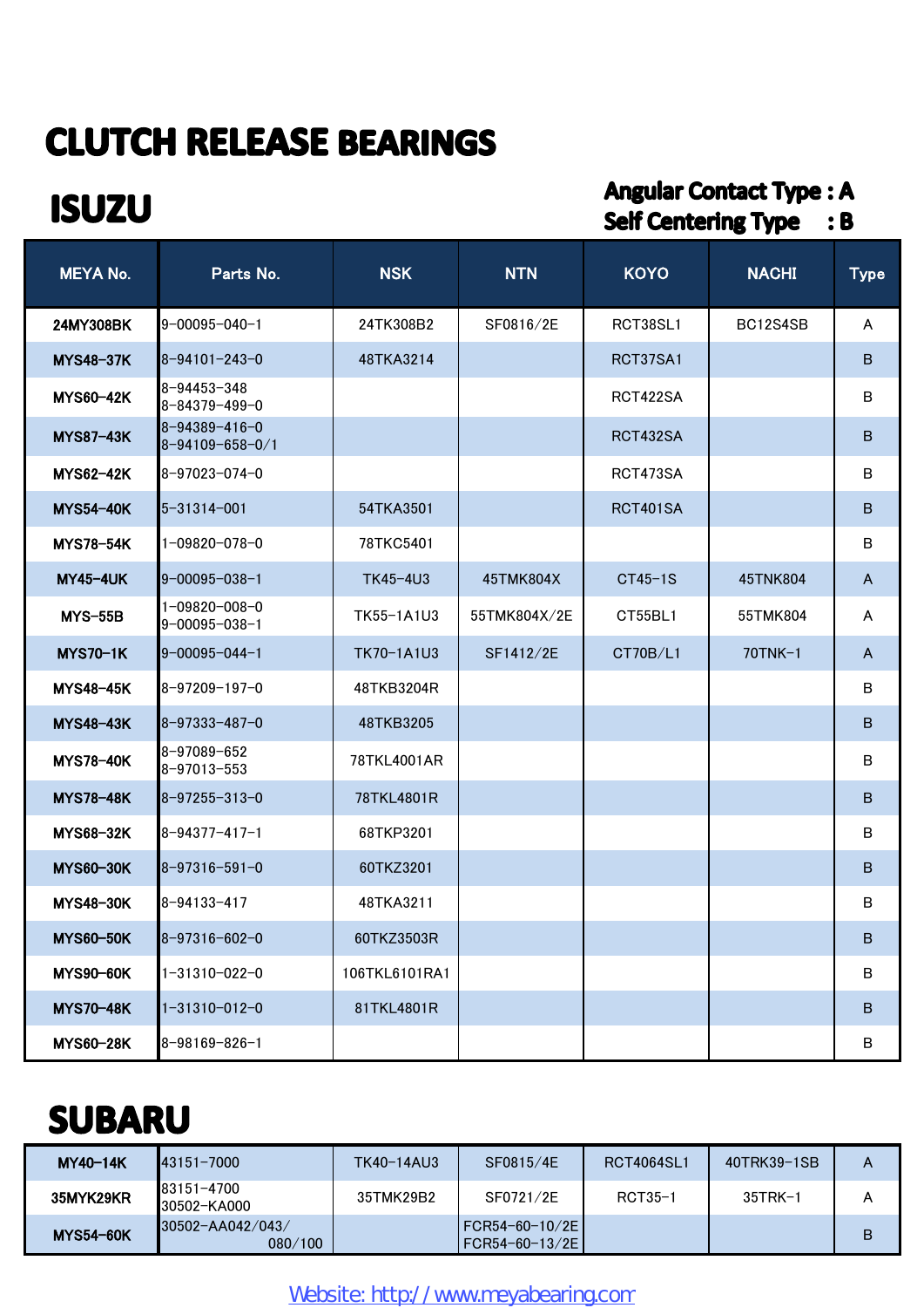# CLUTCH RELEASE BEARINGS

## ISUZU

**Angular Contact Type : A**
**Self Centering Type : B**

| MEYA No. | Parts No. | NSK | NTN | KOYO | NACHI | Type |
|---|---|---|---|---|---|---|
| 24MY308BK | 9-00095-040-1 | 24TK308B2 | SF0816/2E | RCT38SL1 | BC12S4SB | A |
| MYS48-37K | 8-94101-243-0 | 48TKA3214 | | RCT37SA1 | | B |
| MYS60-42K | 8-94453-348<br>8-84379-499-0 | | | RCT422SA | | B |
| MYS87-43K | 8-94389-416-0<br>8-94109-658-0/1 | | | RCT432SA | | B |
| MYS62-42K | 8-97023-074-0 | | | RCT473SA | | B |
| MYS54-40K | 5-31314-001 | 54TKA3501 | | RCT401SA | | B |
| MYS78-54K | 1-09820-078-0 | 78TKC5401 | | | | B |
| MY45-4UK | 9-00095-038-1 | TK45-4U3 | 45TMK804X | CT45-1S | 45TNK804 | A |
| MYS-55B | 1-09820-008-0<br>9-00095-038-1 | TK55-1A1U3 | 55TMK804X/2E | CT55BL1 | 55TMK804 | A |
| MYS70-1K | 9-00095-044-1 | TK70-1A1U3 | SF1412/2E | CT70B/L1 | 70TNK-1 | A |
| MYS48-45K | 8-97209-197-0 | 48TKB3204R | | | | B |
| MYS48-43K | 8-97333-487-0 | 48TKB3205 | | | | B |
| MYS78-40K | 8-97089-652<br>8-97013-553 | 78TKL4001AR | | | | B |
| MYS78-48K | 8-97255-313-0 | 78TKL4801R | | | | B |
| MYS68-32K | 8-94377-417-1 | 68TKP3201 | | | | B |
| MYS60-30K | 8-97316-591-0 | 60TKZ3201 | | | | B |
| MYS48-30K | 8-94133-417 | 48TKA3211 | | | | B |
| MYS60-50K | 8-97316-602-0 | 60TKZ3503R | | | | B |
| MYS90-60K | 1-31310-022-0 | 106TKL6101RA1 | | | | B |
| MYS70-48K | 1-31310-012-0 | 81TKL4801R | | | | B |
| MYS60-28K | 8-98169-826-1 | | | | | B |

## SUBARU

| MEYA No. | Parts No. | NSK | NTN | KOYO | NACHI | Type |
|---|---|---|---|---|---|---|
| MY40-14K | 43151-7000 | TK40-14AU3 | SF0815/4E | RCT4064SL1 | 40TRK39-1SB | A |
| 35MYK29KR | 83151-4700<br>30502-KA000 | 35TMK29B2 | SF0721/2E | RCT35-1 | 35TRK-1 | A |
| MYS54-60K | 30502-AA042/043/<br>080/100 | | FCR54-60-10/2E<br>FCR54-60-13/2E | | | B |

Website: http://www.meyabearing.com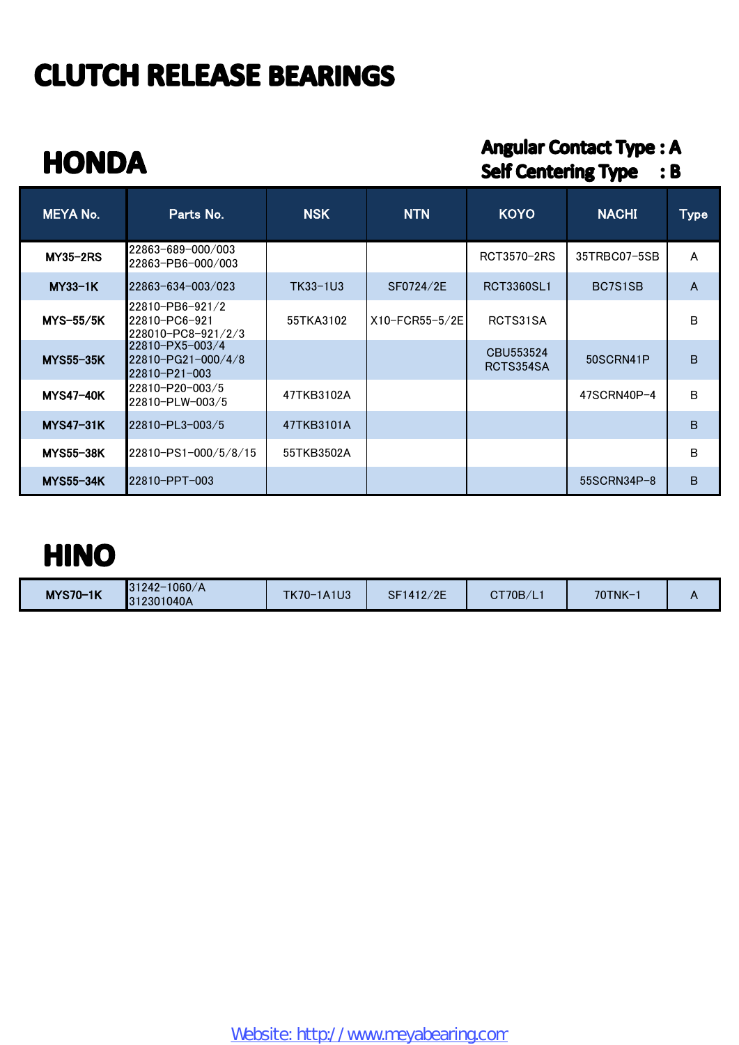# CLUTCH RELEASE BEARINGS

## HONDA

**Angular Contact Type : A**
**Self Centering Type : B**

| MEYA No. | Parts No. | NSK | NTN | KOYO | NACHI | Type |
|---|---|---|---|---|---|---|
| MY35-2RS | 22863-689-000/003<br>22863-PB6-000/003 | | | RCT3570-2RS | 35TRBC07-5SB | A |
| MY33-1K | 22863-634-003/023 | TK33-1U3 | SF0724/2E | RCT3360SL1 | BC7S1SB | A |
| MYS-55/5K | 22810-PB6-921/2<br>22810-PC6-921<br>228010-PC8-921/2/3 | 55TKA3102 | X10-FCR55-5/2E | RCTS31SA | | B |
| MYS55-35K | 22810-PX5-003/4<br>22810-PG21-000/4/8<br>22810-P21-003 | | | CBU553524<br>RCTS354SA | 50SCRN41P | B |
| MYS47-40K | 22810-P20-003/5<br>22810-PLW-003/5 | 47TKB3102A | | | 47SCRN40P-4 | B |
| MYS47-31K | 22810-PL3-003/5 | 47TKB3101A | | | | B |
| MYS55-38K | 22810-PS1-000/5/8/15 | 55TKB3502A | | | | B |
| MYS55-34K | 22810-PPT-003 | | | | 55SCRN34P-8 | B |

## HINO

| MEYA No. | Parts No. | NSK | NTN | KOYO | NACHI | Type |
|---|---|---|---|---|---|---|
| MYS70-1K | 31242-1060/A<br>312301040A | TK70-1A1U3 | SF1412/2E | CT70B/L1 | 70TNK-1 | A |

Website: http://www.meyabearing.com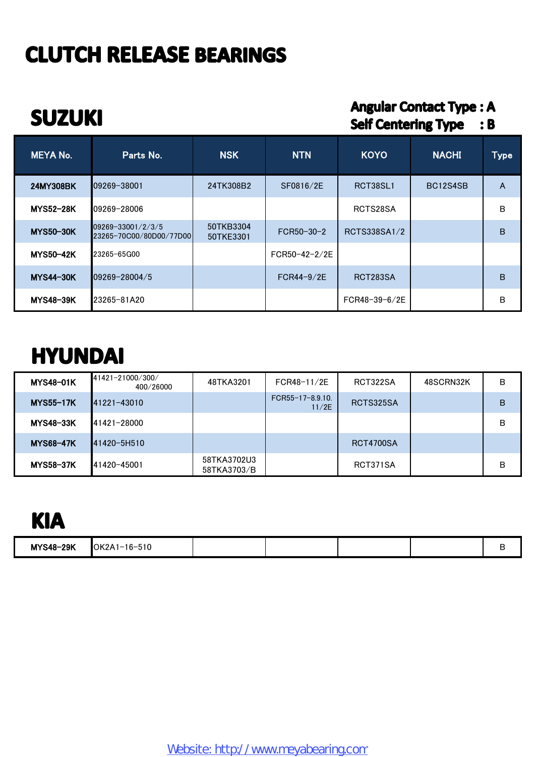# CLUTCH RELEASE BEARINGS

**Angular Contact Type : A**
**Self Centering Type : B**

## SUZUKI

| MEYA No. | Parts No. | NSK | NTN | KOYO | NACHI | Type |
|---|---|---|---|---|---|---|
| **24MY308BK** | 09269-38001 | 24TK308B2 | SF0816/2E | RCT38SL1 | BC12S4SB | A |
| **MYS52-28K** | 09269-28006 | | | RCTS28SA | | B |
| **MYS50-30K** | 09269-33001/2/3/5 23265-70C00/80D00/77D00 | 50TKB3304 50TKE3301 | FCR50-30-2 | RCTS338SA1/2 | | B |
| **MYS50-42K** | 23265-65G00 | | FCR50-42-2/2E | | | |
| **MYS44-30K** | 09269-28004/5 | | FCR44-9/2E | RCT283SA | | B |
| **MYS48-39K** | 23265-81A20 | | | FCR48-39-6/2E | | B |

## HYUNDAI

| MEYA No. | Parts No. | NSK | NTN | KOYO | NACHI | Type |
|---|---|---|---|---|---|---|
| **MYS48-01K** | 41421-21000/300/ 400/26000 | 48TKA3201 | FCR48-11/2E | RCT322SA | 48SCRN32K | B |
| **MYS55-17K** | 41221-43010 | | FCR55-17-8.9.10. 11/2E | RCTS325SA | | B |
| **MYS48-33K** | 41421-28000 | | | | | B |
| **MYS68-47K** | 41420-5H510 | | | RCT4700SA | | |
| **MYS58-37K** | 41420-45001 | 58TKA3702U3 58TKA3703/B | | RCT371SA | | B |

## KIA

| MEYA No. | Parts No. | NSK | NTN | KOYO | NACHI | Type |
|---|---|---|---|---|---|---|
| **MYS48-29K** | OK2A1-16-510 | | | | | B |

Website: http://www.meyabearing.com